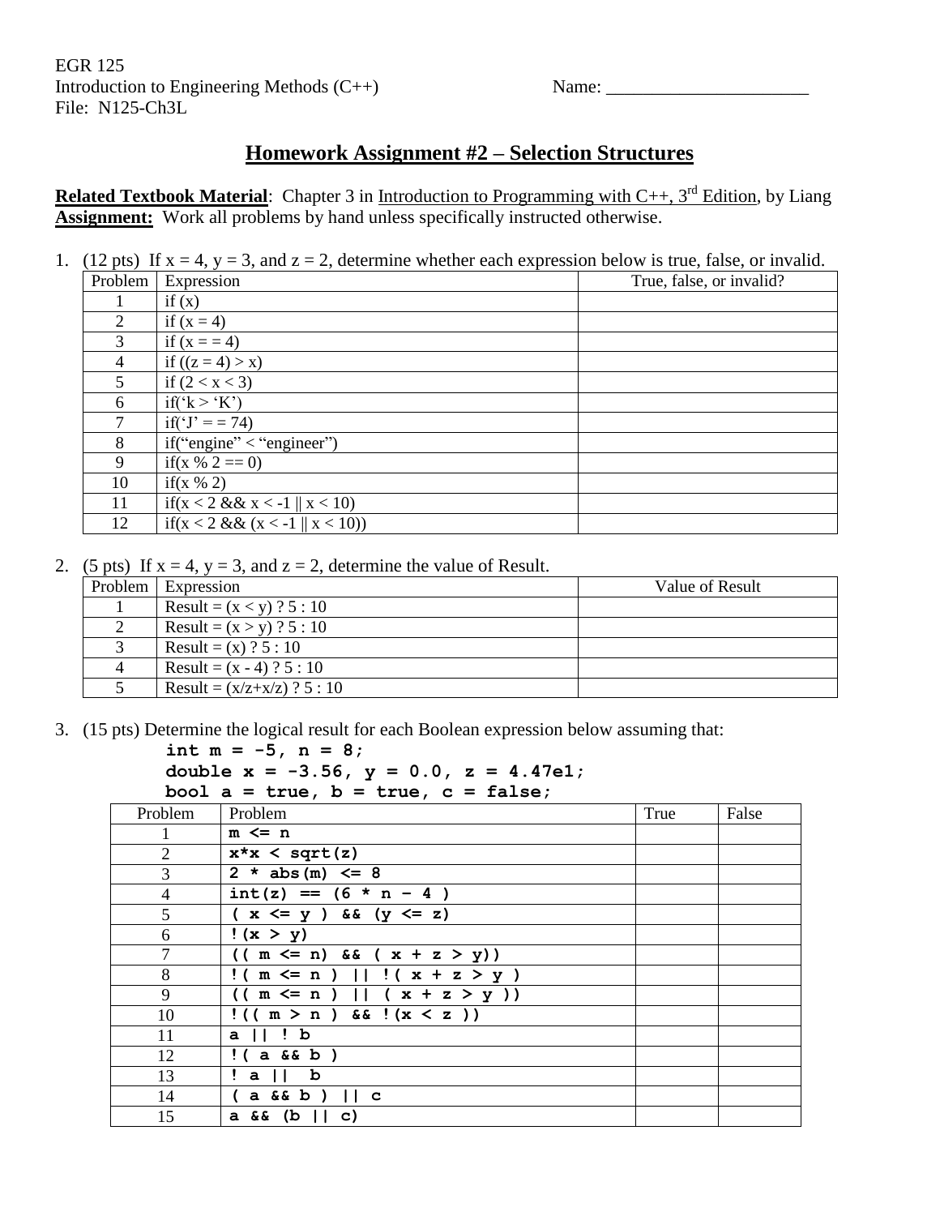EGR 125
Introduction to Engineering Methods (C++) Name: ______________________
File: N125-Ch3L

## Homework Assignment #2 – Selection Structures

**Related Textbook Material**: Chapter 3 in Introduction to Programming with C++, 3rd Edition, by Liang
**Assignment:** Work all problems by hand unless specifically instructed otherwise.

1. (12 pts) If x = 4, y = 3, and z = 2, determine whether each expression below is true, false, or invalid.

| Problem | Expression | True, false, or invalid? |
|---|---|---|
| 1 | if (x) | |
| 2 | if (x = 4) | |
| 3 | if (x = = 4) | |
| 4 | if ((z = 4) > x) | |
| 5 | if (2 < x < 3) | |
| 6 | if(‘k > ‘K’) | |
| 7 | if(‘J’ = = 74) | |
| 8 | if(“engine” < “engineer”) | |
| 9 | if(x % 2 == 0) | |
| 10 | if(x % 2) | |
| 11 | if(x < 2 && x < -1 \|\| x < 10) | |
| 12 | if(x < 2 && (x < -1 \|\| x < 10)) | |

2. (5 pts) If x = 4, y = 3, and z = 2, determine the value of Result.

| Problem | Expression | Value of Result |
|---|---|---|
| 1 | Result = (x < y) ? 5 : 10 | |
| 2 | Result = (x > y) ? 5 : 10 | |
| 3 | Result = (x) ? 5 : 10 | |
| 4 | Result = (x - 4) ? 5 : 10 | |
| 5 | Result = (x/z+x/z) ? 5 : 10 | |

3. (15 pts) Determine the logical result for each Boolean expression below assuming that:

```
int m = -5, n = 8;
double x = -3.56, y = 0.0, z = 4.47e1;
bool a = true, b = true, c = false;
```

| Problem | Problem | True | False |
|---|---|---|---|
| 1 | `m <= n` | | |
| 2 | `x*x < sqrt(z)` | | |
| 3 | `2 * abs(m) <= 8` | | |
| 4 | `int(z) == (6 * n – 4 )` | | |
| 5 | `( x <= y ) && (y <= z)` | | |
| 6 | `!(x > y)` | | |
| 7 | `(( m <= n) && ( x + z > y))` | | |
| 8 | `!( m <= n ) \|\| !( x + z > y )` | | |
| 9 | `(( m <= n ) \|\| ( x + z > y ))` | | |
| 10 | `!(( m > n ) && !(x < z ))` | | |
| 11 | `a \|\| ! b` | | |
| 12 | `!( a && b )` | | |
| 13 | `! a \|\|  b` | | |
| 14 | `( a && b ) \|\| c` | | |
| 15 | `a && (b \|\| c)` | | |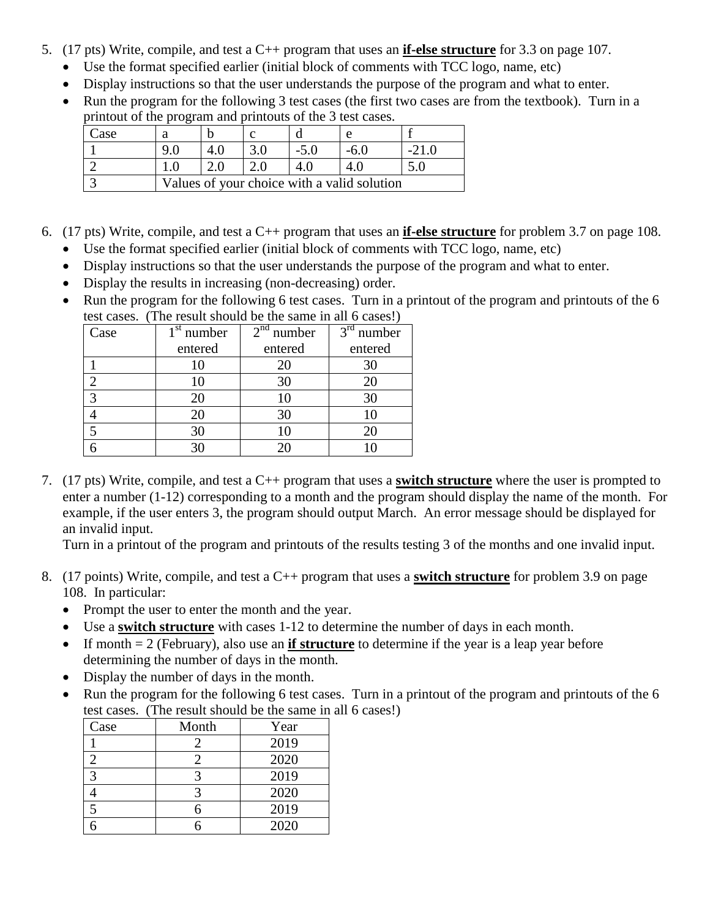5. (17 pts) Write, compile, and test a C++ program that uses an **if-else structure** for 3.3 on page 107.
   - Use the format specified earlier (initial block of comments with TCC logo, name, etc)
   - Display instructions so that the user understands the purpose of the program and what to enter.
   - Run the program for the following 3 test cases (the first two cases are from the textbook). Turn in a printout of the program and printouts of the 3 test cases.

| Case | a | b | c | d | e | f |
|---|---|---|---|---|---|---|
| 1 | 9.0 | 4.0 | 3.0 | -5.0 | -6.0 | -21.0 |
| 2 | 1.0 | 2.0 | 2.0 | 4.0 | 4.0 | 5.0 |
| 3 | Values of your choice with a valid solution | | | | | |

6. (17 pts) Write, compile, and test a C++ program that uses an **if-else structure** for problem 3.7 on page 108.
   - Use the format specified earlier (initial block of comments with TCC logo, name, etc)
   - Display instructions so that the user understands the purpose of the program and what to enter.
   - Display the results in increasing (non-decreasing) order.
   - Run the program for the following 6 test cases. Turn in a printout of the program and printouts of the 6 test cases. (The result should be the same in all 6 cases!)

| Case | 1st number entered | 2nd number entered | 3rd number entered |
|---|---|---|---|
| 1 | 10 | 20 | 30 |
| 2 | 10 | 30 | 20 |
| 3 | 20 | 10 | 30 |
| 4 | 20 | 30 | 10 |
| 5 | 30 | 10 | 20 |
| 6 | 30 | 20 | 10 |

7. (17 pts) Write, compile, and test a C++ program that uses a **switch structure** where the user is prompted to enter a number (1-12) corresponding to a month and the program should display the name of the month. For example, if the user enters 3, the program should output March. An error message should be displayed for an invalid input.
   Turn in a printout of the program and printouts of the results testing 3 of the months and one invalid input.

8. (17 points) Write, compile, and test a C++ program that uses a **switch structure** for problem 3.9 on page 108. In particular:
   - Prompt the user to enter the month and the year.
   - Use a **switch structure** with cases 1-12 to determine the number of days in each month.
   - If month = 2 (February), also use an **if structure** to determine if the year is a leap year before determining the number of days in the month.
   - Display the number of days in the month.
   - Run the program for the following 6 test cases. Turn in a printout of the program and printouts of the 6 test cases. (The result should be the same in all 6 cases!)

| Case | Month | Year |
|---|---|---|
| 1 | 2 | 2019 |
| 2 | 2 | 2020 |
| 3 | 3 | 2019 |
| 4 | 3 | 2020 |
| 5 | 6 | 2019 |
| 6 | 6 | 2020 |